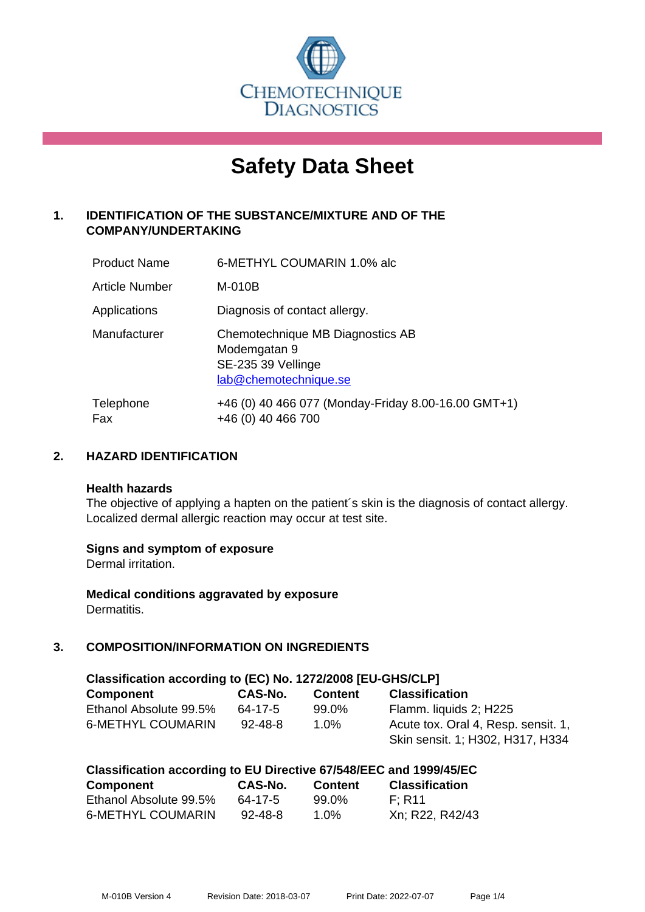CHEMOTECHNIQUE DIAGNOSTICS

# Safety Data Sheet

## 1. IDENTIFICATION OF THE SUBSTANCE/MIXTURE AND OF THE COMPANY/UNDERTAKING

| | |
|---|---|
| Product Name | 6-METHYL COUMARIN 1.0% alc |
| Article Number | M-010B |
| Applications | Diagnosis of contact allergy. |
| Manufacturer | Chemotechnique MB Diagnostics AB<br>Modemgatan 9<br>SE-235 39 Vellinge<br>lab@chemotechnique.se |
| Telephone<br>Fax | +46 (0) 40 466 077 (Monday-Friday 8.00-16.00 GMT+1)<br>+46 (0) 40 466 700 |

## 2. HAZARD IDENTIFICATION

**Health hazards**
The objective of applying a hapten on the patient´s skin is the diagnosis of contact allergy. Localized dermal allergic reaction may occur at test site.

**Signs and symptom of exposure**
Dermal irritation.

**Medical conditions aggravated by exposure**
Dermatitis.

## 3. COMPOSITION/INFORMATION ON INGREDIENTS

**Classification according to (EC) No. 1272/2008 [EU-GHS/CLP]**

| Component | CAS-No. | Content | Classification |
|---|---|---|---|
| Ethanol Absolute 99.5% | 64-17-5 | 99.0% | Flamm. liquids 2; H225 |
| 6-METHYL COUMARIN | 92-48-8 | 1.0% | Acute tox. Oral 4, Resp. sensit. 1, Skin sensit. 1; H302, H317, H334 |

**Classification according to EU Directive 67/548/EEC and 1999/45/EC**

| Component | CAS-No. | Content | Classification |
|---|---|---|---|
| Ethanol Absolute 99.5% | 64-17-5 | 99.0% | F; R11 |
| 6-METHYL COUMARIN | 92-48-8 | 1.0% | Xn; R22, R42/43 |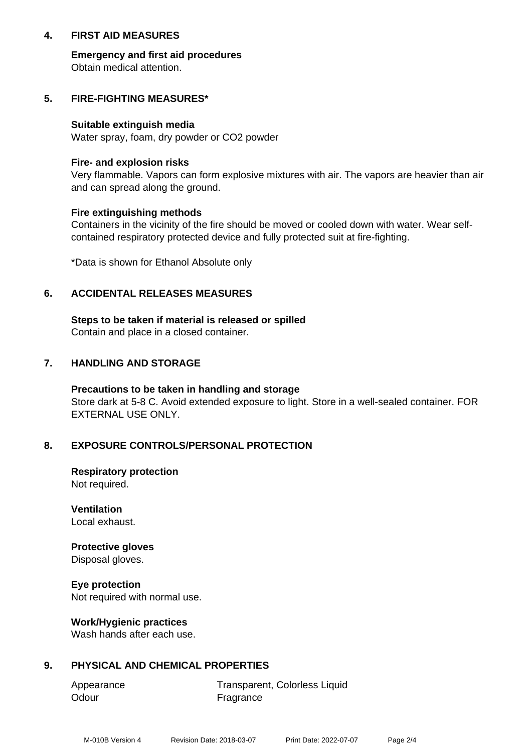## 4. FIRST AID MEASURES

**Emergency and first aid procedures**
Obtain medical attention.

## 5. FIRE-FIGHTING MEASURES*

**Suitable extinguish media**
Water spray, foam, dry powder or CO2 powder

**Fire- and explosion risks**
Very flammable. Vapors can form explosive mixtures with air. The vapors are heavier than air and can spread along the ground.

**Fire extinguishing methods**
Containers in the vicinity of the fire should be moved or cooled down with water. Wear self-contained respiratory protected device and fully protected suit at fire-fighting.

*Data is shown for Ethanol Absolute only

## 6. ACCIDENTAL RELEASES MEASURES

**Steps to be taken if material is released or spilled**
Contain and place in a closed container.

## 7. HANDLING AND STORAGE

**Precautions to be taken in handling and storage**
Store dark at 5-8 C. Avoid extended exposure to light. Store in a well-sealed container. FOR EXTERNAL USE ONLY.

## 8. EXPOSURE CONTROLS/PERSONAL PROTECTION

**Respiratory protection**
Not required.

**Ventilation**
Local exhaust.

**Protective gloves**
Disposal gloves.

**Eye protection**
Not required with normal use.

**Work/Hygienic practices**
Wash hands after each use.

## 9. PHYSICAL AND CHEMICAL PROPERTIES

| | |
|---|---|
| Appearance | Transparent, Colorless Liquid |
| Odour | Fragrance |

M-010B Version 4 Revision Date: 2018-03-07 Print Date: 2022-07-07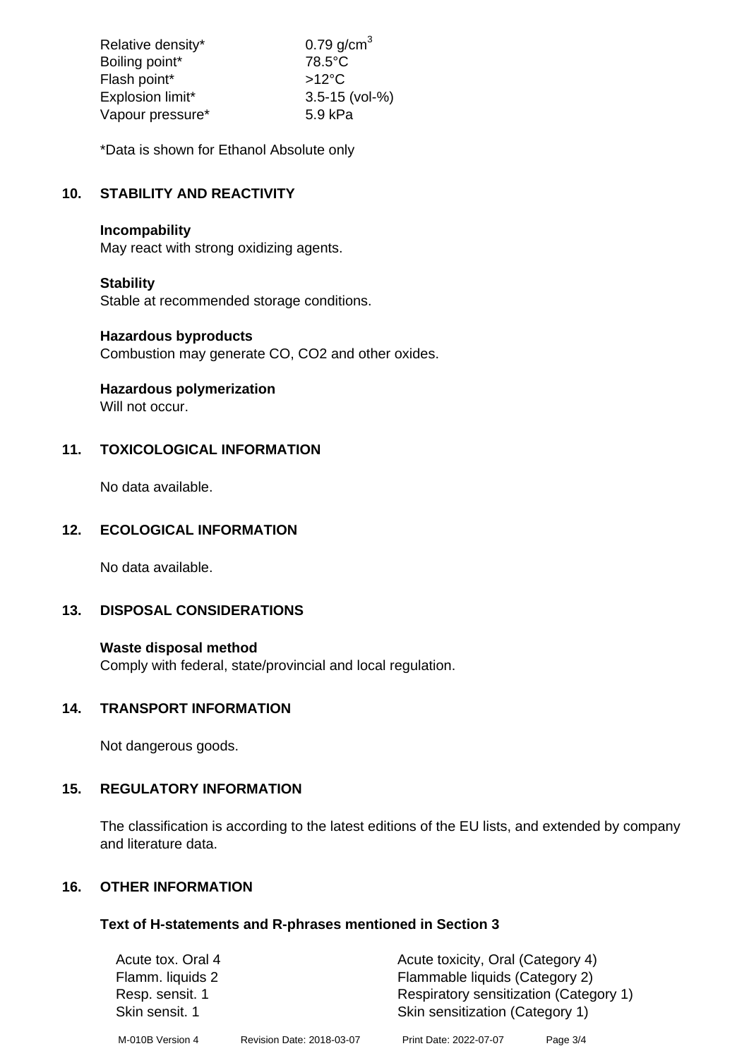| | |
|---|---|
| Relative density* | 0.79 g/cm$^3$ |
| Boiling point* | 78.5°C |
| Flash point* | >12°C |
| Explosion limit* | 3.5-15 (vol-%) |
| Vapour pressure* | 5.9 kPa |

*Data is shown for Ethanol Absolute only

## 10. STABILITY AND REACTIVITY

**Incompability**
May react with strong oxidizing agents.

**Stability**
Stable at recommended storage conditions.

**Hazardous byproducts**
Combustion may generate CO, $CO_2$ and other oxides.

**Hazardous polymerization**
Will not occur.

## 11. TOXICOLOGICAL INFORMATION

No data available.

## 12. ECOLOGICAL INFORMATION

No data available.

## 13. DISPOSAL CONSIDERATIONS

**Waste disposal method**
Comply with federal, state/provincial and local regulation.

## 14. TRANSPORT INFORMATION

Not dangerous goods.

## 15. REGULATORY INFORMATION

The classification is according to the latest editions of the EU lists, and extended by company and literature data.

## 16. OTHER INFORMATION

### Text of H-statements and R-phrases mentioned in Section 3

| | |
|---|---|
| Acute tox. Oral 4 | Acute toxicity, Oral (Category 4) |
| Flamm. liquids 2 | Flammable liquids (Category 2) |
| Resp. sensit. 1 | Respiratory sensitization (Category 1) |
| Skin sensit. 1 | Skin sensitization (Category 1) |

M-010B Version 4 Revision Date: 2018-03-07 Print Date: 2022-07-07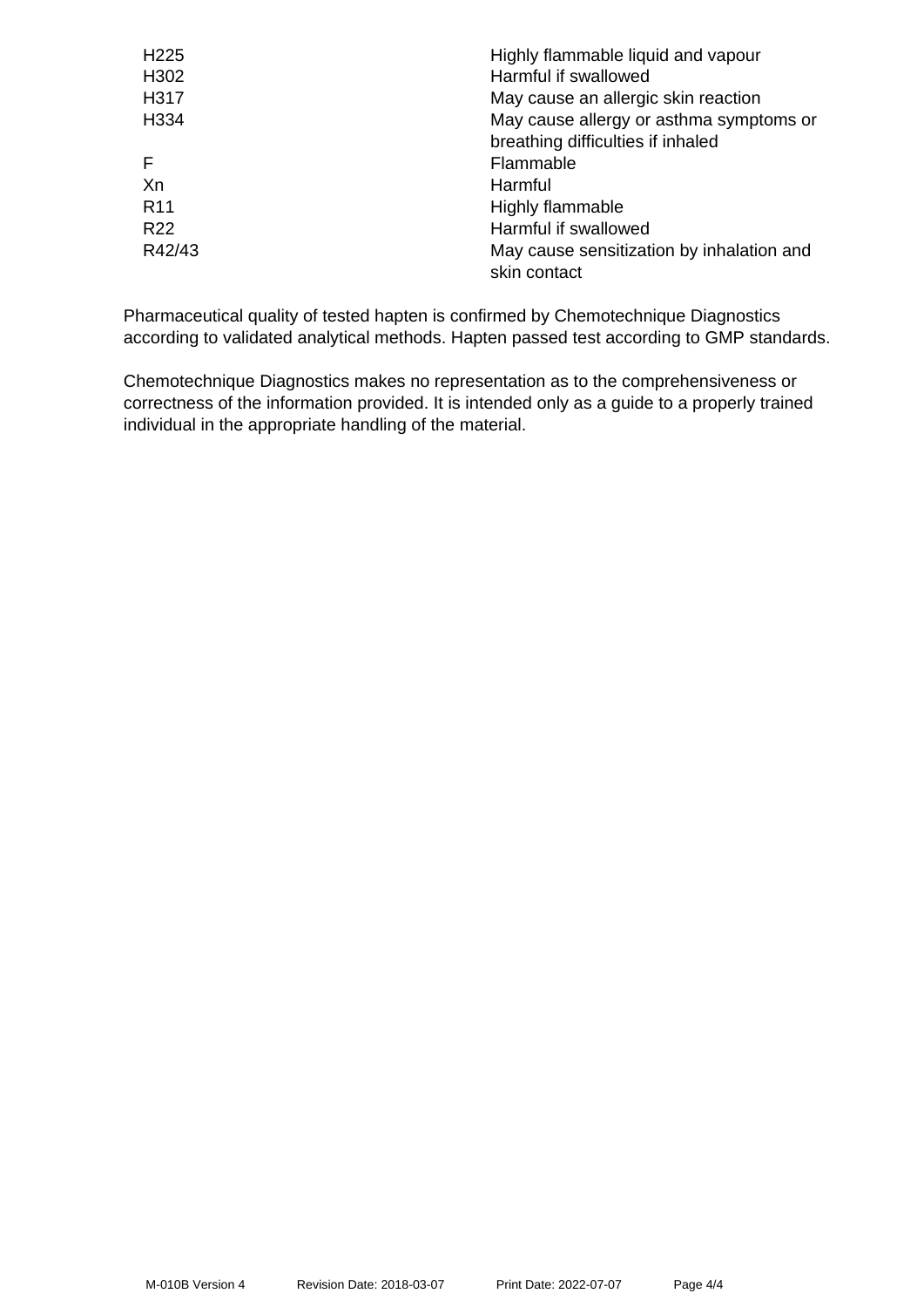| | |
|---|---|
| H225 | Highly flammable liquid and vapour |
| H302 | Harmful if swallowed |
| H317 | May cause an allergic skin reaction |
| H334 | May cause allergy or asthma symptoms or breathing difficulties if inhaled |
| F | Flammable |
| Xn | Harmful |
| R11 | Highly flammable |
| R22 | Harmful if swallowed |
| R42/43 | May cause sensitization by inhalation and skin contact |

Pharmaceutical quality of tested hapten is confirmed by Chemotechnique Diagnostics according to validated analytical methods. Hapten passed test according to GMP standards.

Chemotechnique Diagnostics makes no representation as to the comprehensiveness or correctness of the information provided. It is intended only as a guide to a properly trained individual in the appropriate handling of the material.